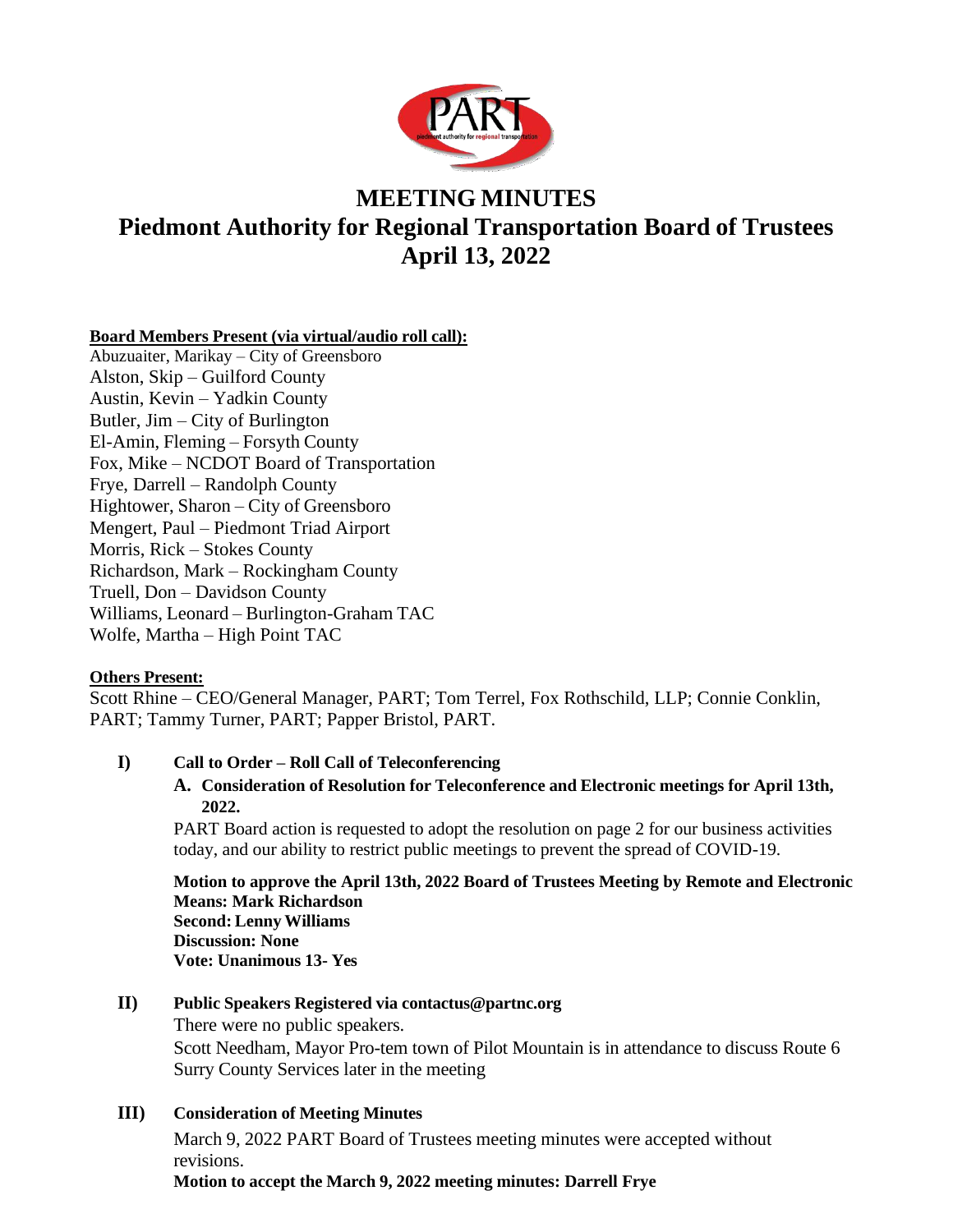# MEETING MINUTES
# Piedmont Authority for Regional Transportation Board of Trustees
# April 13, 2022

**Board Members Present (via virtual/audio roll call):**

Abuzuaiter, Marikay – City of Greensboro
Alston, Skip – Guilford County
Austin, Kevin – Yadkin County
Butler, Jim – City of Burlington
El-Amin, Fleming – Forsyth County
Fox, Mike – NCDOT Board of Transportation
Frye, Darrell – Randolph County
Hightower, Sharon – City of Greensboro
Mengert, Paul – Piedmont Triad Airport
Morris, Rick – Stokes County
Richardson, Mark – Rockingham County
Truell, Don – Davidson County
Williams, Leonard – Burlington-Graham TAC
Wolfe, Martha – High Point TAC

**Others Present:**

Scott Rhine – CEO/General Manager, PART; Tom Terrel, Fox Rothschild, LLP; Connie Conklin, PART; Tammy Turner, PART; Papper Bristol, PART.

**I) Call to Order – Roll Call of Teleconferencing**

**A. Consideration of Resolution for Teleconference and Electronic meetings for April 13th, 2022.**

PART Board action is requested to adopt the resolution on page 2 for our business activities today, and our ability to restrict public meetings to prevent the spread of COVID-19.

**Motion to approve the April 13th, 2022 Board of Trustees Meeting by Remote and Electronic Means: Mark Richardson**
**Second: Lenny Williams**
**Discussion: None**
**Vote: Unanimous 13- Yes**

**II) Public Speakers Registered via contactus@partnc.org**

There were no public speakers.
Scott Needham, Mayor Pro-tem town of Pilot Mountain is in attendance to discuss Route 6 Surry County Services later in the meeting

**III) Consideration of Meeting Minutes**

March 9, 2022 PART Board of Trustees meeting minutes were accepted without revisions.
**Motion to accept the March 9, 2022 meeting minutes: Darrell Frye**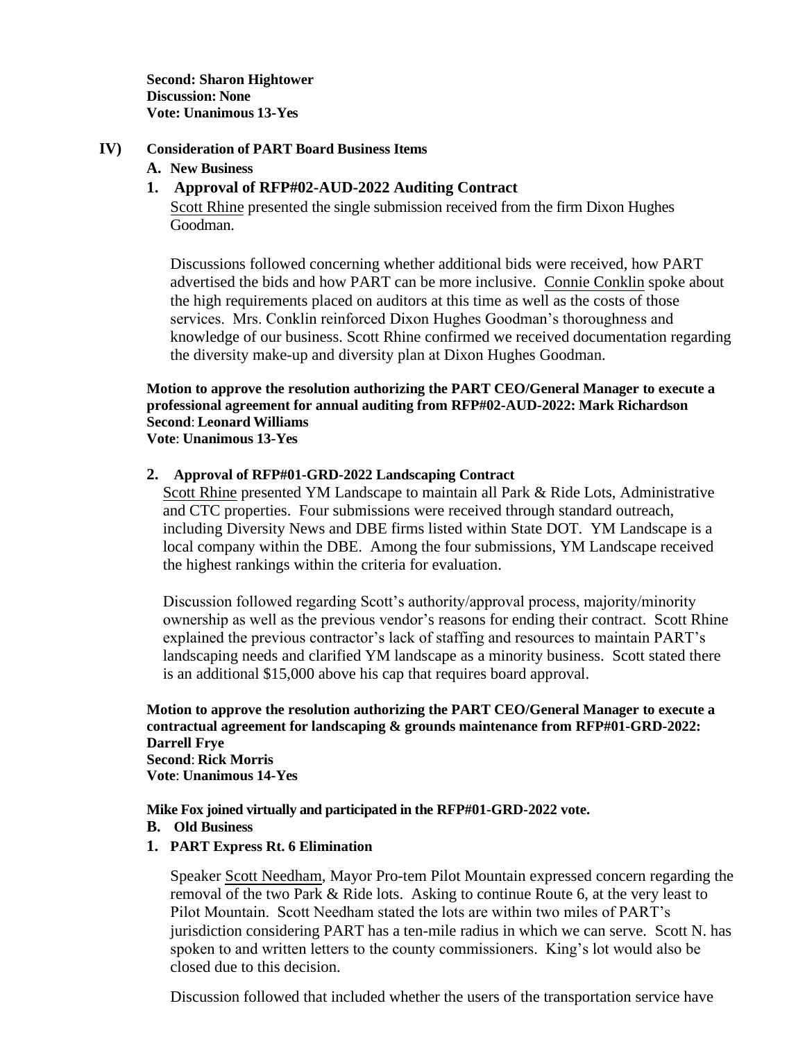**Second: Sharon Hightower**
**Discussion: None**
**Vote: Unanimous 13-Yes**

**IV) Consideration of PART Board Business Items**

**A. New Business**

**1. Approval of RFP#02-AUD-2022 Auditing Contract**

Scott Rhine presented the single submission received from the firm Dixon Hughes Goodman.

Discussions followed concerning whether additional bids were received, how PART advertised the bids and how PART can be more inclusive. Connie Conklin spoke about the high requirements placed on auditors at this time as well as the costs of those services. Mrs. Conklin reinforced Dixon Hughes Goodman's thoroughness and knowledge of our business. Scott Rhine confirmed we received documentation regarding the diversity make-up and diversity plan at Dixon Hughes Goodman.

**Motion to approve the resolution authorizing the PART CEO/General Manager to execute a professional agreement for annual auditing from RFP#02-AUD-2022: Mark Richardson**
**Second**: **Leonard Williams**
**Vote**: **Unanimous 13-Yes**

**2. Approval of RFP#01-GRD-2022 Landscaping Contract**

Scott Rhine presented YM Landscape to maintain all Park & Ride Lots, Administrative and CTC properties. Four submissions were received through standard outreach, including Diversity News and DBE firms listed within State DOT. YM Landscape is a local company within the DBE. Among the four submissions, YM Landscape received the highest rankings within the criteria for evaluation.

Discussion followed regarding Scott's authority/approval process, majority/minority ownership as well as the previous vendor's reasons for ending their contract. Scott Rhine explained the previous contractor's lack of staffing and resources to maintain PART's landscaping needs and clarified YM landscape as a minority business. Scott stated there is an additional $15,000 above his cap that requires board approval.

**Motion to approve the resolution authorizing the PART CEO/General Manager to execute a contractual agreement for landscaping & grounds maintenance from RFP#01-GRD-2022: Darrell Frye**
**Second**: **Rick Morris**
**Vote**: **Unanimous 14-Yes**

**Mike Fox joined virtually and participated in the RFP#01-GRD-2022 vote.**

**B. Old Business**

**1. PART Express Rt. 6 Elimination**

Speaker Scott Needham, Mayor Pro-tem Pilot Mountain expressed concern regarding the removal of the two Park & Ride lots. Asking to continue Route 6, at the very least to Pilot Mountain. Scott Needham stated the lots are within two miles of PART's jurisdiction considering PART has a ten-mile radius in which we can serve. Scott N. has spoken to and written letters to the county commissioners. King's lot would also be closed due to this decision.

Discussion followed that included whether the users of the transportation service have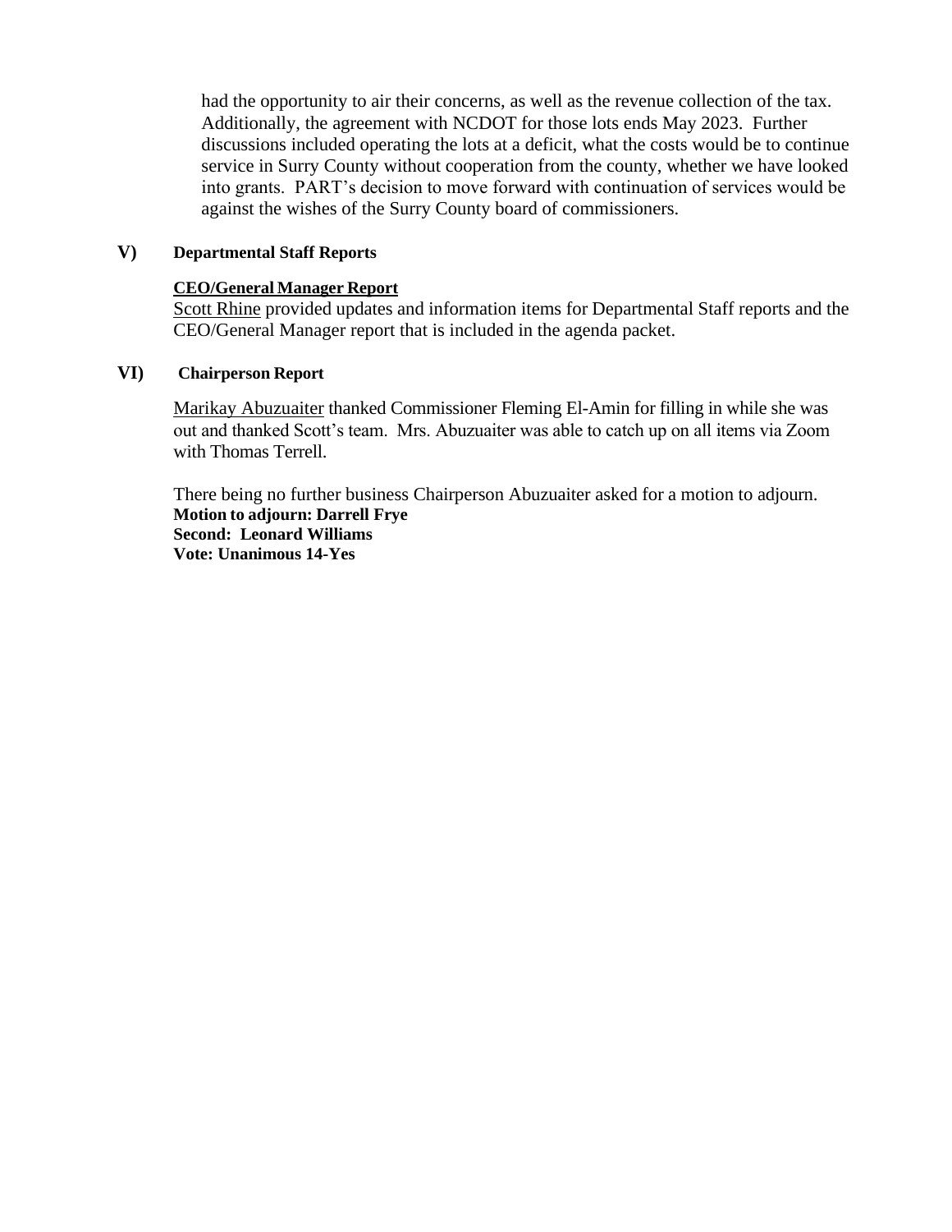had the opportunity to air their concerns, as well as the revenue collection of the tax. Additionally, the agreement with NCDOT for those lots ends May 2023. Further discussions included operating the lots at a deficit, what the costs would be to continue service in Surry County without cooperation from the county, whether we have looked into grants. PART's decision to move forward with continuation of services would be against the wishes of the Surry County board of commissioners.

## V) Departmental Staff Reports

**CEO/General Manager Report**

Scott Rhine provided updates and information items for Departmental Staff reports and the CEO/General Manager report that is included in the agenda packet.

## VI) Chairperson Report

Marikay Abuzuaiter thanked Commissioner Fleming El-Amin for filling in while she was out and thanked Scott's team. Mrs. Abuzuaiter was able to catch up on all items via Zoom with Thomas Terrell.

There being no further business Chairperson Abuzuaiter asked for a motion to adjourn.
**Motion to adjourn: Darrell Frye**
**Second: Leonard Williams**
**Vote: Unanimous 14-Yes**